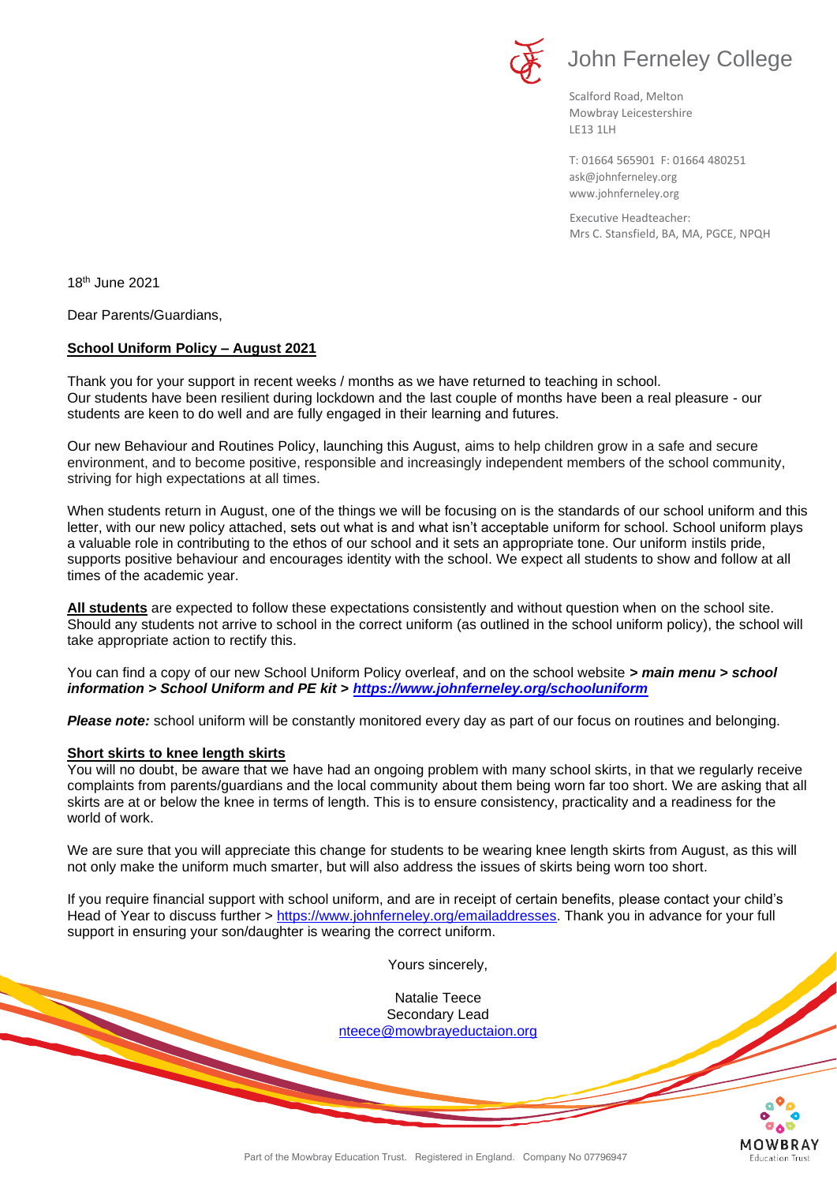John Ferneley College

Scalford Road, Melton
Mowbray Leicestershire
LE13 1LH

T: 01664 565901 F: 01664 480251
ask@johnferneley.org
www.johnferneley.org

Executive Headteacher:
Mrs C. Stansfield, BA, MA, PGCE, NPQH

18th June 2021

Dear Parents/Guardians,

**School Uniform Policy – August 2021**

Thank you for your support in recent weeks / months as we have returned to teaching in school. Our students have been resilient during lockdown and the last couple of months have been a real pleasure - our students are keen to do well and are fully engaged in their learning and futures.

Our new Behaviour and Routines Policy, launching this August, aims to help children grow in a safe and secure environment, and to become positive, responsible and increasingly independent members of the school community, striving for high expectations at all times.

When students return in August, one of the things we will be focusing on is the standards of our school uniform and this letter, with our new policy attached, sets out what is and what isn't acceptable uniform for school. School uniform plays a valuable role in contributing to the ethos of our school and it sets an appropriate tone. Our uniform instils pride, supports positive behaviour and encourages identity with the school. We expect all students to show and follow at all times of the academic year.

**All students** are expected to follow these expectations consistently and without question when on the school site. Should any students not arrive to school in the correct uniform (as outlined in the school uniform policy), the school will take appropriate action to rectify this.

You can find a copy of our new School Uniform Policy overleaf, and on the school website ***> main menu > school information > School Uniform and PE kit > https://www.johnferneley.org/schooluniform***

***Please note:*** school uniform will be constantly monitored every day as part of our focus on routines and belonging.

**Short skirts to knee length skirts**

You will no doubt, be aware that we have had an ongoing problem with many school skirts, in that we regularly receive complaints from parents/guardians and the local community about them being worn far too short. We are asking that all skirts are at or below the knee in terms of length. This is to ensure consistency, practicality and a readiness for the world of work.

We are sure that you will appreciate this change for students to be wearing knee length skirts from August, as this will not only make the uniform much smarter, but will also address the issues of skirts being worn too short.

If you require financial support with school uniform, and are in receipt of certain benefits, please contact your child's Head of Year to discuss further > https://www.johnferneley.org/emailaddresses. Thank you in advance for your full support in ensuring your son/daughter is wearing the correct uniform.

Yours sincerely,

Natalie Teece
Secondary Lead
nteece@mowbrayeductaion.org

Part of the Mowbray Education Trust. Registered in England. Company No 07796947

MOWBRAY Education Trust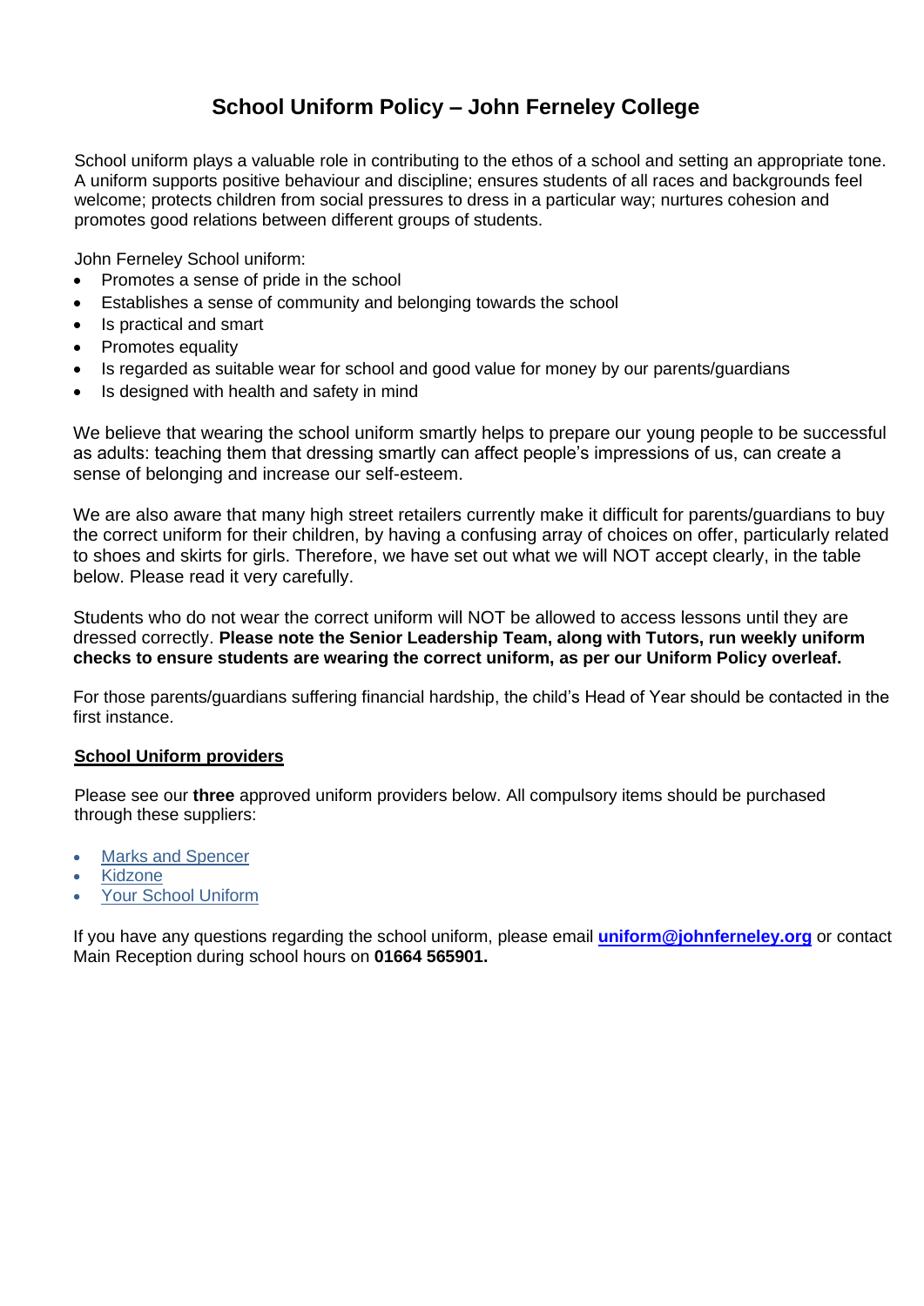# School Uniform Policy – John Ferneley College

School uniform plays a valuable role in contributing to the ethos of a school and setting an appropriate tone. A uniform supports positive behaviour and discipline; ensures students of all races and backgrounds feel welcome; protects children from social pressures to dress in a particular way; nurtures cohesion and promotes good relations between different groups of students.

John Ferneley School uniform:

- Promotes a sense of pride in the school
- Establishes a sense of community and belonging towards the school
- Is practical and smart
- Promotes equality
- Is regarded as suitable wear for school and good value for money by our parents/guardians
- Is designed with health and safety in mind

We believe that wearing the school uniform smartly helps to prepare our young people to be successful as adults: teaching them that dressing smartly can affect people's impressions of us, can create a sense of belonging and increase our self-esteem.

We are also aware that many high street retailers currently make it difficult for parents/guardians to buy the correct uniform for their children, by having a confusing array of choices on offer, particularly related to shoes and skirts for girls. Therefore, we have set out what we will NOT accept clearly, in the table below. Please read it very carefully.

Students who do not wear the correct uniform will NOT be allowed to access lessons until they are dressed correctly. **Please note the Senior Leadership Team, along with Tutors, run weekly uniform checks to ensure students are wearing the correct uniform, as per our Uniform Policy overleaf.**

For those parents/guardians suffering financial hardship, the child's Head of Year should be contacted in the first instance.

## School Uniform providers

Please see our **three** approved uniform providers below. All compulsory items should be purchased through these suppliers:

- Marks and Spencer
- Kidzone
- Your School Uniform

If you have any questions regarding the school uniform, please email **uniform@johnferneley.org** or contact Main Reception during school hours on **01664 565901.**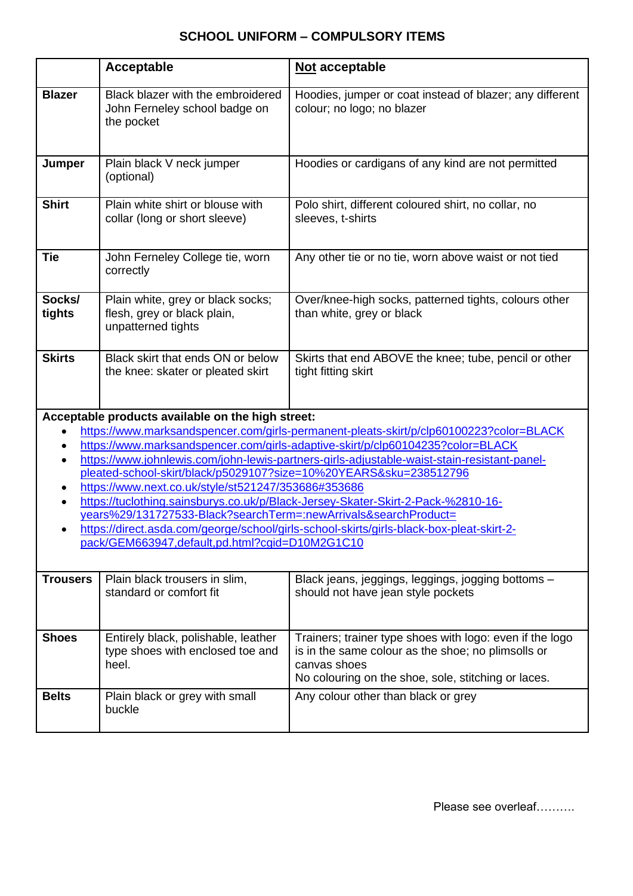# SCHOOL UNIFORM – COMPULSORY ITEMS

| | **Acceptable** | **Not acceptable** |
|---|---|---|
| **Blazer** | Black blazer with the embroidered John Ferneley school badge on the pocket | Hoodies, jumper or coat instead of blazer; any different colour; no logo; no blazer |
| **Jumper** | Plain black V neck jumper (optional) | Hoodies or cardigans of any kind are not permitted |
| **Shirt** | Plain white shirt or blouse with collar (long or short sleeve) | Polo shirt, different coloured shirt, no collar, no sleeves, t-shirts |
| **Tie** | John Ferneley College tie, worn correctly | Any other tie or no tie, worn above waist or not tied |
| **Socks/ tights** | Plain white, grey or black socks; flesh, grey or black plain, unpatterned tights | Over/knee-high socks, patterned tights, colours other than white, grey or black |
| **Skirts** | Black skirt that ends ON or below the knee: skater or pleated skirt | Skirts that end ABOVE the knee; tube, pencil or other tight fitting skirt |

**Acceptable products available on the high street:**

- https://www.marksandspencer.com/girls-permanent-pleats-skirt/p/clp60100223?color=BLACK
- https://www.marksandspencer.com/girls-adaptive-skirt/p/clp60104235?color=BLACK
- https://www.johnlewis.com/john-lewis-partners-girls-adjustable-waist-stain-resistant-panel-pleated-school-skirt/black/p5029107?size=10%20YEARS&sku=238512796
- https://www.next.co.uk/style/st521247/353686#353686
- https://tuclothing.sainsburys.co.uk/p/Black-Jersey-Skater-Skirt-2-Pack-%2810-16-years%29/131727533-Black?searchTerm=:newArrivals&searchProduct=
- https://direct.asda.com/george/school/girls-school-skirts/girls-black-box-pleat-skirt-2-pack/GEM663947,default,pd.html?cgid=D10M2G1C10

| | | |
|---|---|---|
| **Trousers** | Plain black trousers in slim, standard or comfort fit | Black jeans, jeggings, leggings, jogging bottoms – should not have jean style pockets |
| **Shoes** | Entirely black, polishable, leather type shoes with enclosed toe and heel. | Trainers; trainer type shoes with logo: even if the logo is in the same colour as the shoe; no plimsolls or canvas shoes<br>No colouring on the shoe, sole, stitching or laces. |
| **Belts** | Plain black or grey with small buckle | Any colour other than black or grey |

Please see overleaf……….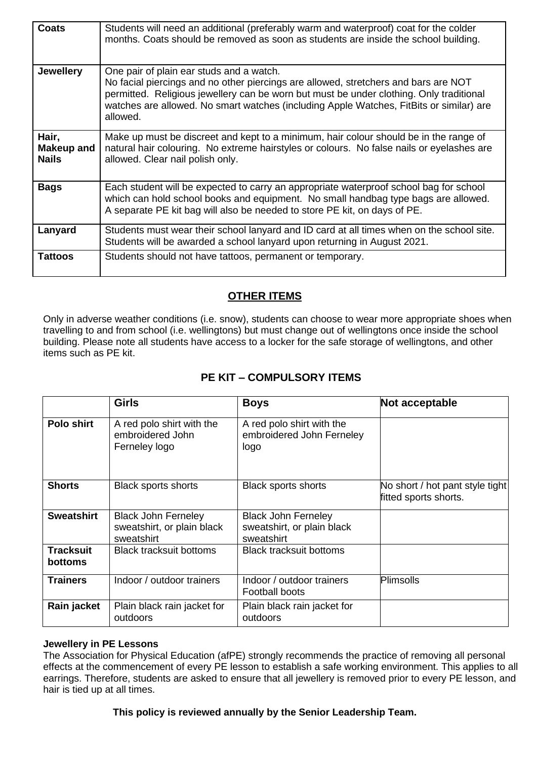| | |
|---|---|
| **Coats** | Students will need an additional (preferably warm and waterproof) coat for the colder months. Coats should be removed as soon as students are inside the school building. |
| **Jewellery** | One pair of plain ear studs and a watch.<br>No facial piercings and no other piercings are allowed, stretchers and bars are NOT permitted. Religious jewellery can be worn but must be under clothing. Only traditional watches are allowed. No smart watches (including Apple Watches, FitBits or similar) are allowed. |
| **Hair, Makeup and Nails** | Make up must be discreet and kept to a minimum, hair colour should be in the range of natural hair colouring. No extreme hairstyles or colours. No false nails or eyelashes are allowed. Clear nail polish only. |
| **Bags** | Each student will be expected to carry an appropriate waterproof school bag for school which can hold school books and equipment. No small handbag type bags are allowed. A separate PE kit bag will also be needed to store PE kit, on days of PE. |
| **Lanyard** | Students must wear their school lanyard and ID card at all times when on the school site. Students will be awarded a school lanyard upon returning in August 2021. |
| **Tattoos** | Students should not have tattoos, permanent or temporary. |

## OTHER ITEMS

Only in adverse weather conditions (i.e. snow), students can choose to wear more appropriate shoes when travelling to and from school (i.e. wellingtons) but must change out of wellingtons once inside the school building. Please note all students have access to a locker for the safe storage of wellingtons, and other items such as PE kit.

## PE KIT – COMPULSORY ITEMS

| | Girls | Boys | Not acceptable |
|---|---|---|---|
| **Polo shirt** | A red polo shirt with the embroidered John Ferneley logo | A red polo shirt with the embroidered John Ferneley logo | |
| **Shorts** | Black sports shorts | Black sports shorts | No short / hot pant style tight fitted sports shorts. |
| **Sweatshirt** | Black John Ferneley sweatshirt, or plain black sweatshirt | Black John Ferneley sweatshirt, or plain black sweatshirt | |
| **Tracksuit bottoms** | Black tracksuit bottoms | Black tracksuit bottoms | |
| **Trainers** | Indoor / outdoor trainers | Indoor / outdoor trainers<br>Football boots | Plimsolls |
| **Rain jacket** | Plain black rain jacket for outdoors | Plain black rain jacket for outdoors | |

**Jewellery in PE Lessons**

The Association for Physical Education (afPE) strongly recommends the practice of removing all personal effects at the commencement of every PE lesson to establish a safe working environment. This applies to all earrings. Therefore, students are asked to ensure that all jewellery is removed prior to every PE lesson, and hair is tied up at all times.

**This policy is reviewed annually by the Senior Leadership Team.**